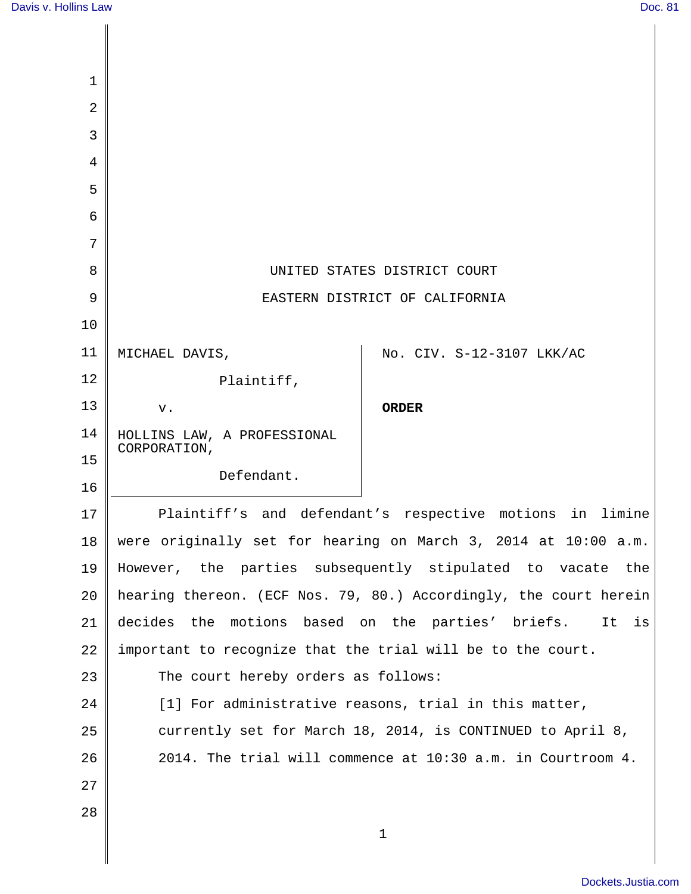UNITED STATES DISTRICT COURT

EASTERN DISTRICT OF CALIFORNIA

MICHAEL DAVIS,

Plaintiff,

v.

HOLLINS LAW, A PROFESSIONAL CORPORATION,

Defendant.

No. CIV. S-12-3107 LKK/AC

**ORDER**

Plaintiff's and defendant's respective motions in limine were originally set for hearing on March 3, 2014 at 10:00 a.m. However, the parties subsequently stipulated to vacate the hearing thereon. (ECF Nos. 79, 80.) Accordingly, the court herein decides the motions based on the parties' briefs. It is important to recognize that the trial will be to the court.

The court hereby orders as follows:

[1] For administrative reasons, trial in this matter, currently set for March 18, 2014, is CONTINUED to April 8, 2014. The trial will commence at 10:30 a.m. in Courtroom 4.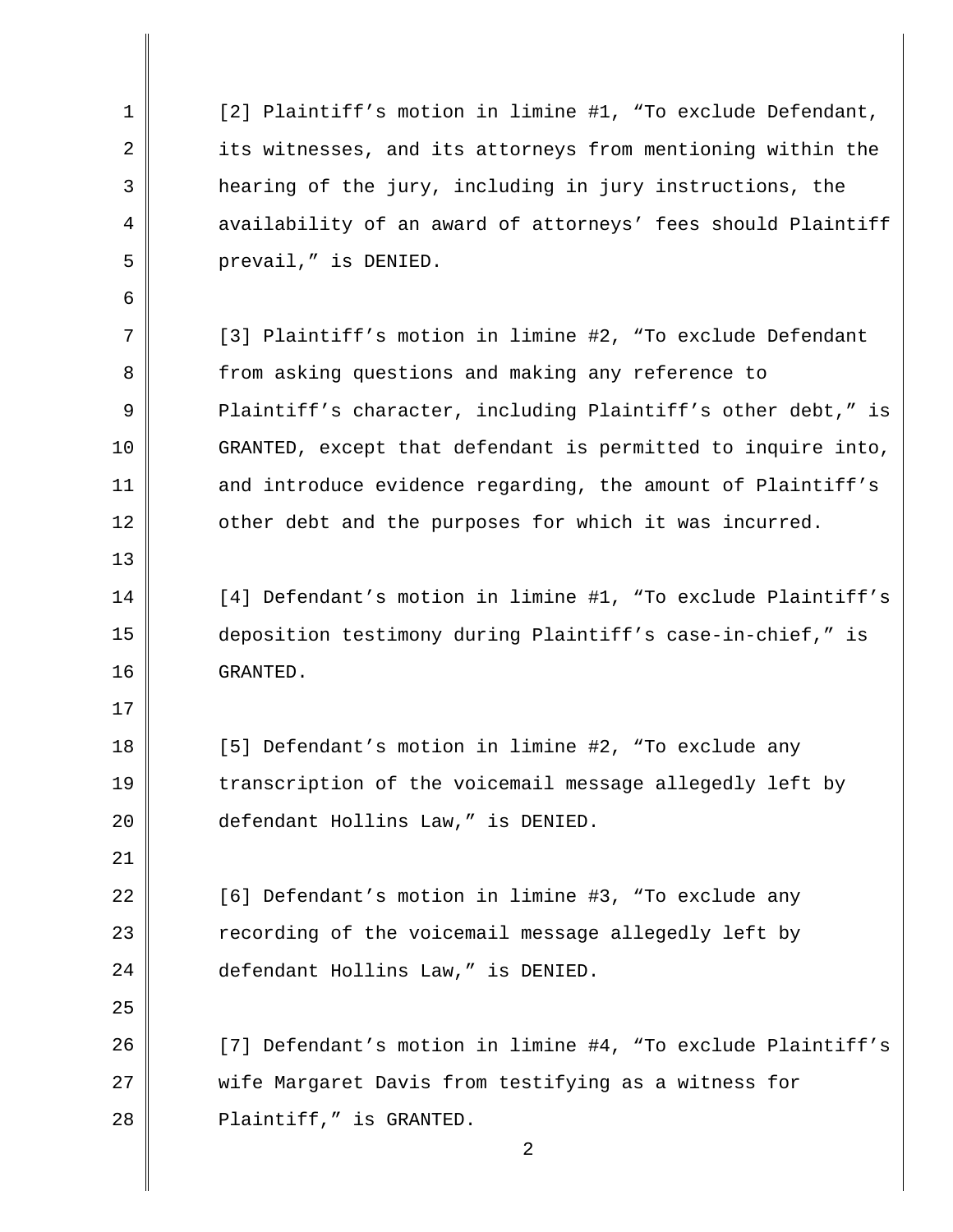[2] Plaintiff’s motion in limine #1, “To exclude Defendant, its witnesses, and its attorneys from mentioning within the hearing of the jury, including in jury instructions, the availability of an award of attorneys’ fees should Plaintiff prevail,” is DENIED.

[3] Plaintiff’s motion in limine #2, “To exclude Defendant from asking questions and making any reference to Plaintiff’s character, including Plaintiff’s other debt,” is GRANTED, except that defendant is permitted to inquire into, and introduce evidence regarding, the amount of Plaintiff’s other debt and the purposes for which it was incurred.

[4] Defendant’s motion in limine #1, “To exclude Plaintiff’s deposition testimony during Plaintiff’s case-in-chief,” is GRANTED.

[5] Defendant’s motion in limine #2, “To exclude any transcription of the voicemail message allegedly left by defendant Hollins Law,” is DENIED.

[6] Defendant’s motion in limine #3, “To exclude any recording of the voicemail message allegedly left by defendant Hollins Law,” is DENIED.

[7] Defendant’s motion in limine #4, “To exclude Plaintiff’s wife Margaret Davis from testifying as a witness for Plaintiff,” is GRANTED.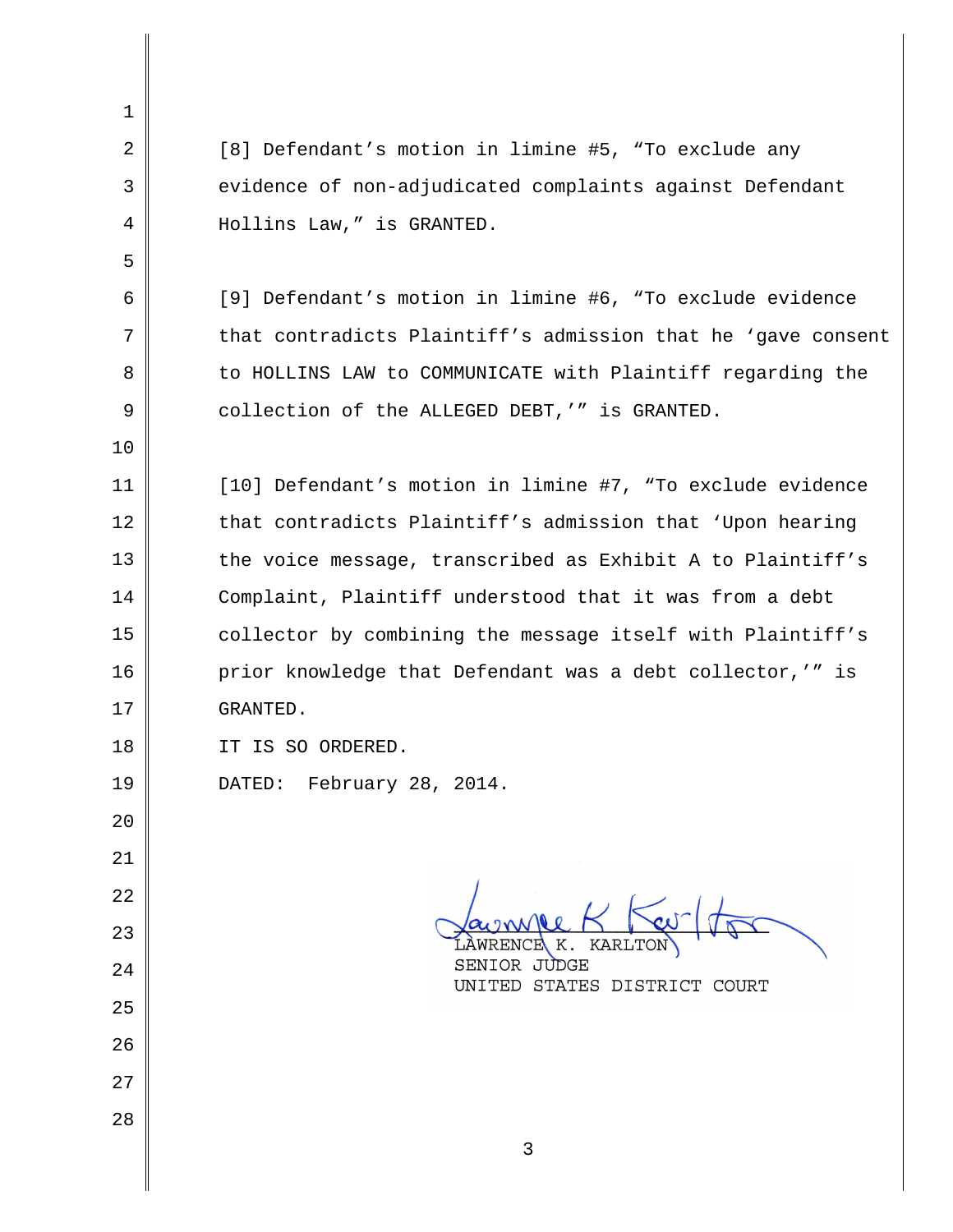[8] Defendant's motion in limine #5, "To exclude any evidence of non-adjudicated complaints against Defendant Hollins Law," is GRANTED.

[9] Defendant's motion in limine #6, "To exclude evidence that contradicts Plaintiff's admission that he 'gave consent to HOLLINS LAW to COMMUNICATE with Plaintiff regarding the collection of the ALLEGED DEBT,'" is GRANTED.

[10] Defendant's motion in limine #7, "To exclude evidence that contradicts Plaintiff's admission that 'Upon hearing the voice message, transcribed as Exhibit A to Plaintiff's Complaint, Plaintiff understood that it was from a debt collector by combining the message itself with Plaintiff's prior knowledge that Defendant was a debt collector,'" is GRANTED.

IT IS SO ORDERED.

DATED: February 28, 2014.

LAWRENCE K. KARLTON
SENIOR JUDGE
UNITED STATES DISTRICT COURT